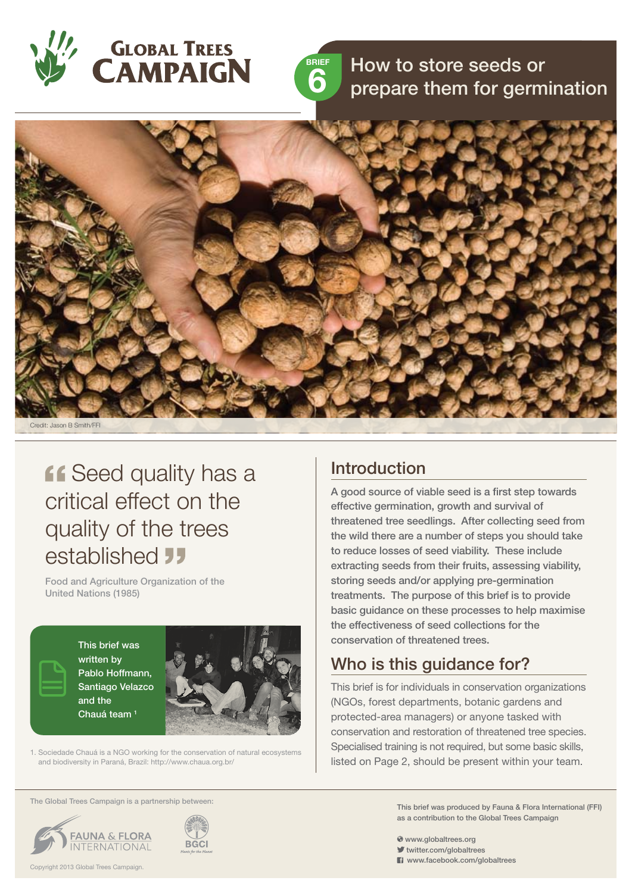# Global Trees Campaign

BRIEF 6

# How to store seeds or prepare them for germination

Credit: Jason B Smith/FFI

> "Seed quality has a critical effect on the quality of the trees established"
>
> Food and Agriculture Organization of the United Nations (1985)

This brief was written by Pablo Hoffmann, Santiago Velazco and the Chauá team [1]

1. Sociedade Chauá is a NGO working for the conservation of natural ecosystems and biodiversity in Paraná, Brazil: http://www.chaua.org.br/

## Introduction

A good source of viable seed is a first step towards effective germination, growth and survival of threatened tree seedlings. After collecting seed from the wild there are a number of steps you should take to reduce losses of seed viability. These include extracting seeds from their fruits, assessing viability, storing seeds and/or applying pre-germination treatments. The purpose of this brief is to provide basic guidance on these processes to help maximise the effectiveness of seed collections for the conservation of threatened trees.

## Who is this guidance for?

This brief is for individuals in conservation organizations (NGOs, forest departments, botanic gardens and protected-area managers) or anyone tasked with conservation and restoration of threatened tree species. Specialised training is not required, but some basic skills, listed on Page 2, should be present within your team.

The Global Trees Campaign is a partnership between: Fauna & Flora International, BGCI

Copyright 2013 Global Trees Campaign.

This brief was produced by Fauna & Flora International (FFI) as a contribution to the Global Trees Campaign

www.globaltrees.org
twitter.com/globaltrees
www.facebook.com/globaltrees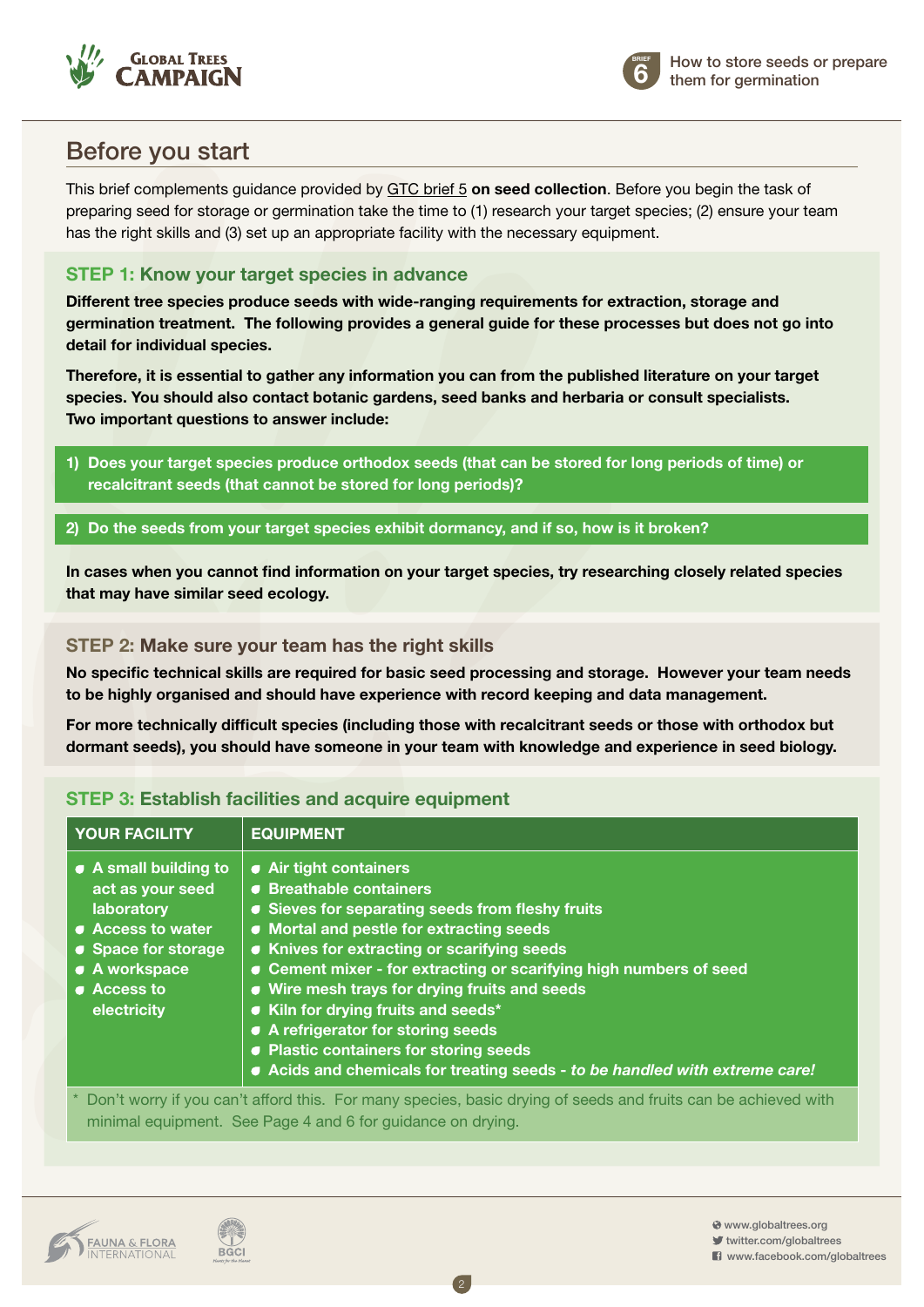## Before you start

This brief complements guidance provided by GTC brief 5 **on seed collection**. Before you begin the task of preparing seed for storage or germination take the time to (1) research your target species; (2) ensure your team has the right skills and (3) set up an appropriate facility with the necessary equipment.

### STEP 1: Know your target species in advance

**Different tree species produce seeds with wide-ranging requirements for extraction, storage and germination treatment. The following provides a general guide for these processes but does not go into detail for individual species.**

**Therefore, it is essential to gather any information you can from the published literature on your target species. You should also contact botanic gardens, seed banks and herbaria or consult specialists. Two important questions to answer include:**

1. **Does your target species produce orthodox seeds (that can be stored for long periods of time) or recalcitrant seeds (that cannot be stored for long periods)?**
2. **Do the seeds from your target species exhibit dormancy, and if so, how is it broken?**

**In cases when you cannot find information on your target species, try researching closely related species that may have similar seed ecology.**

### STEP 2: Make sure your team has the right skills

**No specific technical skills are required for basic seed processing and storage. However your team needs to be highly organised and should have experience with record keeping and data management.**

**For more technically difficult species (including those with recalcitrant seeds or those with orthodox but dormant seeds), you should have someone in your team with knowledge and experience in seed biology.**

### STEP 3: Establish facilities and acquire equipment

| YOUR FACILITY | EQUIPMENT |
|---|---|
| • A small building to act as your seed laboratory<br>• Access to water<br>• Space for storage<br>• A workspace<br>• Access to electricity | • Air tight containers<br>• Breathable containers<br>• Sieves for separating seeds from fleshy fruits<br>• Mortal and pestle for extracting seeds<br>• Knives for extracting or scarifying seeds<br>• Cement mixer - for extracting or scarifying high numbers of seed<br>• Wire mesh trays for drying fruits and seeds<br>• Kiln for drying fruits and seeds*<br>• A refrigerator for storing seeds<br>• Plastic containers for storing seeds<br>• Acids and chemicals for treating seeds - *to be handled with extreme care!* |

\* Don't worry if you can't afford this. For many species, basic drying of seeds and fruits can be achieved with minimal equipment. See Page 4 and 6 for guidance on drying.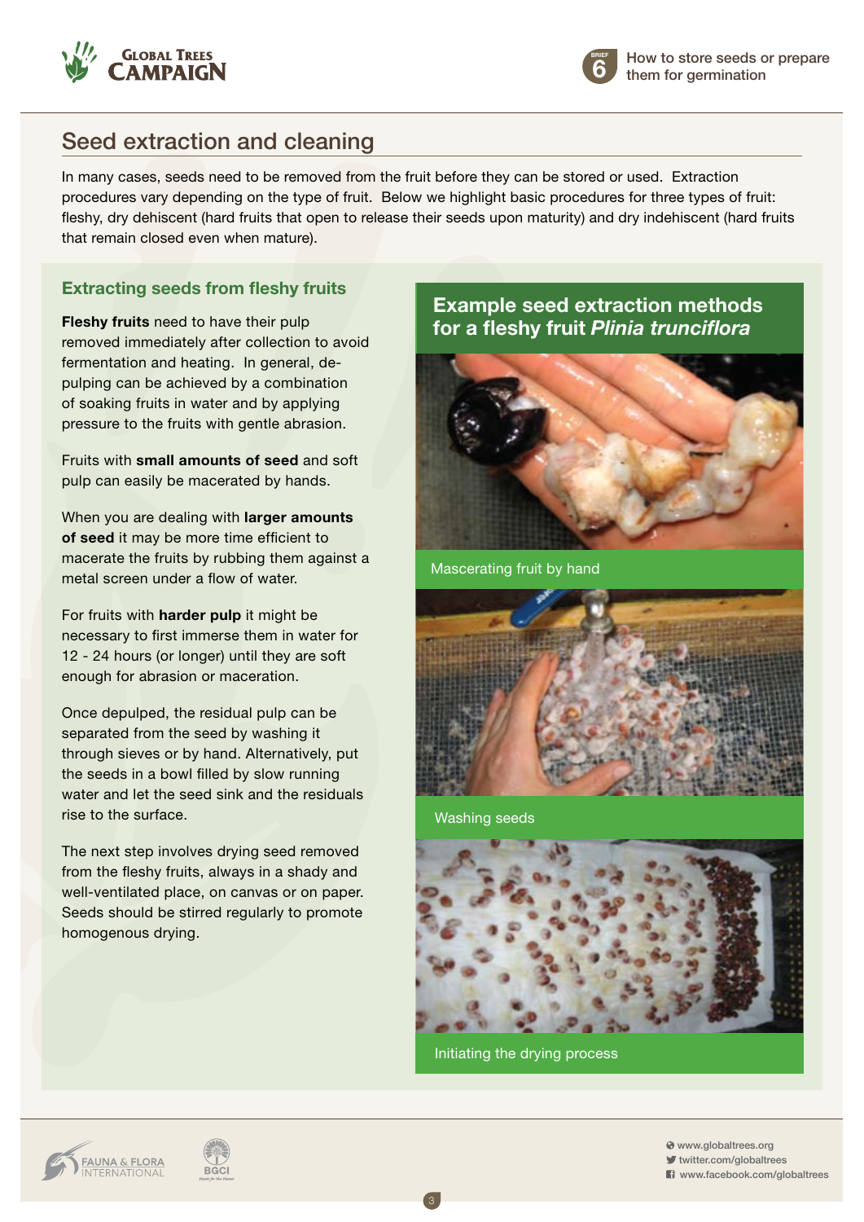## Seed extraction and cleaning

In many cases, seeds need to be removed from the fruit before they can be stored or used. Extraction procedures vary depending on the type of fruit. Below we highlight basic procedures for three types of fruit: fleshy, dry dehiscent (hard fruits that open to release their seeds upon maturity) and dry indehiscent (hard fruits that remain closed even when mature).

### Extracting seeds from fleshy fruits

**Fleshy fruits** need to have their pulp removed immediately after collection to avoid fermentation and heating. In general, de-pulping can be achieved by a combination of soaking fruits in water and by applying pressure to the fruits with gentle abrasion.

Fruits with **small amounts of seed** and soft pulp can easily be macerated by hands.

When you are dealing with **larger amounts of seed** it may be more time efficient to macerate the fruits by rubbing them against a metal screen under a flow of water.

For fruits with **harder pulp** it might be necessary to first immerse them in water for 12 - 24 hours (or longer) until they are soft enough for abrasion or maceration.

Once depulped, the residual pulp can be separated from the seed by washing it through sieves or by hand. Alternatively, put the seeds in a bowl filled by slow running water and let the seed sink and the residuals rise to the surface.

The next step involves drying seed removed from the fleshy fruits, always in a shady and well-ventilated place, on canvas or on paper. Seeds should be stirred regularly to promote homogenous drying.

### Example seed extraction methods for a fleshy fruit *Plinia trunciflora*

Mascerating fruit by hand

Washing seeds

Initiating the drying process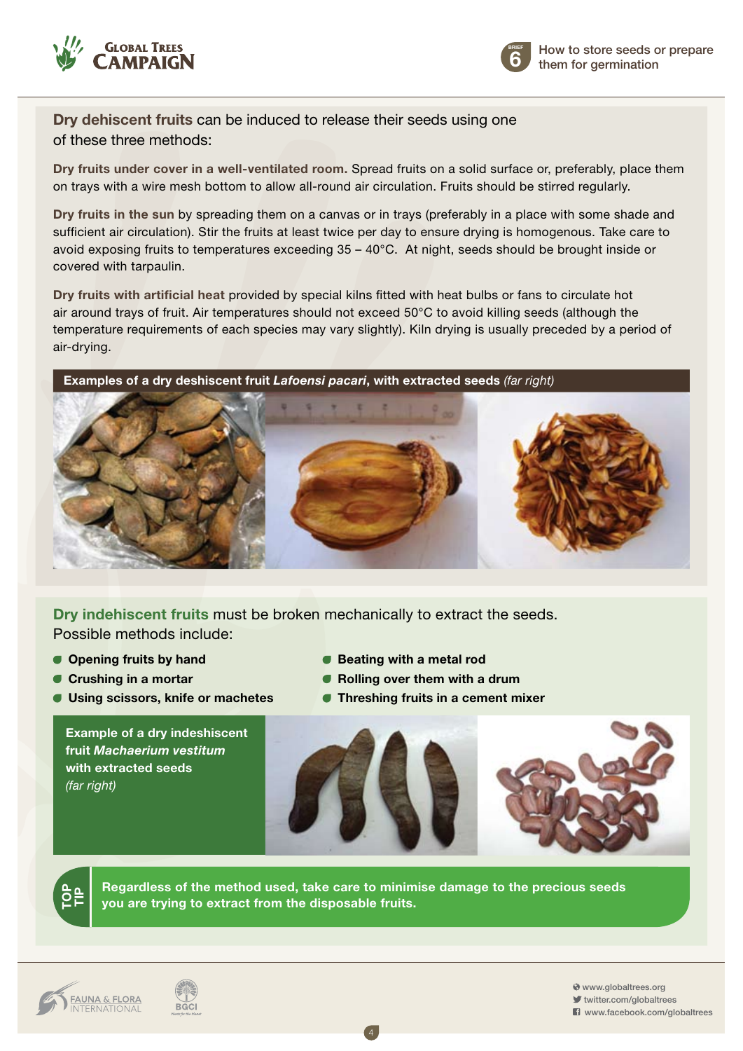**Dry dehiscent fruits** can be induced to release their seeds using one of these three methods:

**Dry fruits under cover in a well-ventilated room.** Spread fruits on a solid surface or, preferably, place them on trays with a wire mesh bottom to allow all-round air circulation. Fruits should be stirred regularly.

**Dry fruits in the sun** by spreading them on a canvas or in trays (preferably in a place with some shade and sufficient air circulation). Stir the fruits at least twice per day to ensure drying is homogenous. Take care to avoid exposing fruits to temperatures exceeding 35 – 40°C. At night, seeds should be brought inside or covered with tarpaulin.

**Dry fruits with artificial heat** provided by special kilns fitted with heat bulbs or fans to circulate hot air around trays of fruit. Air temperatures should not exceed 50°C to avoid killing seeds (although the temperature requirements of each species may vary slightly). Kiln drying is usually preceded by a period of air-drying.

**Examples of a dry deshiscent fruit *Lafoensi pacari*, with extracted seeds** *(far right)*

**Dry indehiscent fruits** must be broken mechanically to extract the seeds. Possible methods include:

- **Opening fruits by hand**
- **Crushing in a mortar**
- **Using scissors, knife or machetes**
- **Beating with a metal rod**
- **Rolling over them with a drum**
- **Threshing fruits in a cement mixer**

**Example of a dry indeshiscent fruit *Machaerium vestitum* with extracted seeds** *(far right)*

**TOP TIP**

**Regardless of the method used, take care to minimise damage to the precious seeds you are trying to extract from the disposable fruits.**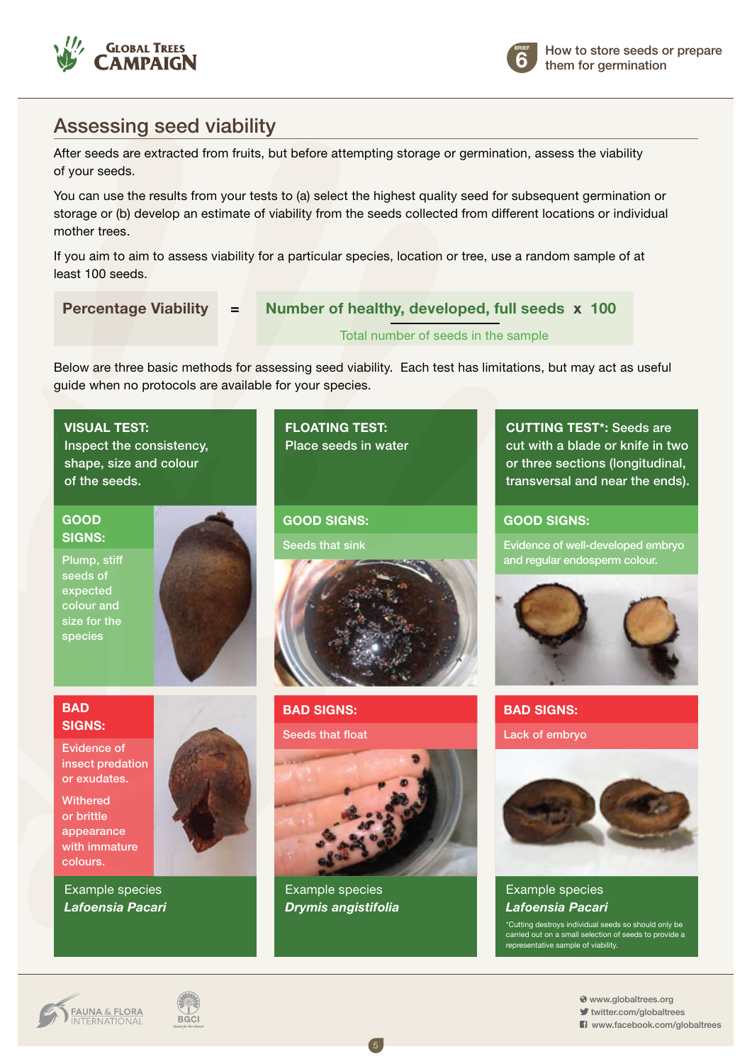## Assessing seed viability

After seeds are extracted from fruits, but before attempting storage or germination, assess the viability of your seeds.

You can use the results from your tests to (a) select the highest quality seed for subsequent germination or storage or (b) develop an estimate of viability from the seeds collected from different locations or individual mother trees.

If you aim to aim to assess viability for a particular species, location or tree, use a random sample of at least 100 seeds.

$$\text{Percentage Viability} = \frac{\text{Number of healthy, developed, full seeds}}{\text{Total number of seeds in the sample}} \times 100$$

Below are three basic methods for assessing seed viability. Each test has limitations, but may act as useful guide when no protocols are available for your species.

### VISUAL TEST:
Inspect the consistency, shape, size and colour of the seeds.

**GOOD SIGNS:** Plump, stiff seeds of expected colour and size for the species

**BAD SIGNS:** Evidence of insect predation or exudates. Withered or brittle appearance with immature colours.

Example species *Lafoensia Pacari*

### FLOATING TEST:
Place seeds in water

**GOOD SIGNS:** Seeds that sink

**BAD SIGNS:** Seeds that float

Example species *Drymis angistifolia*

### CUTTING TEST*:
Seeds are cut with a blade or knife in two or three sections (longitudinal, transversal and near the ends).

**GOOD SIGNS:** Evidence of well-developed embryo and regular endosperm colour.

**BAD SIGNS:** Lack of embryo

Example species *Lafoensia Pacari*

*Cutting destroys individual seeds so should only be carried out on a small selection of seeds to provide a representative sample of viability.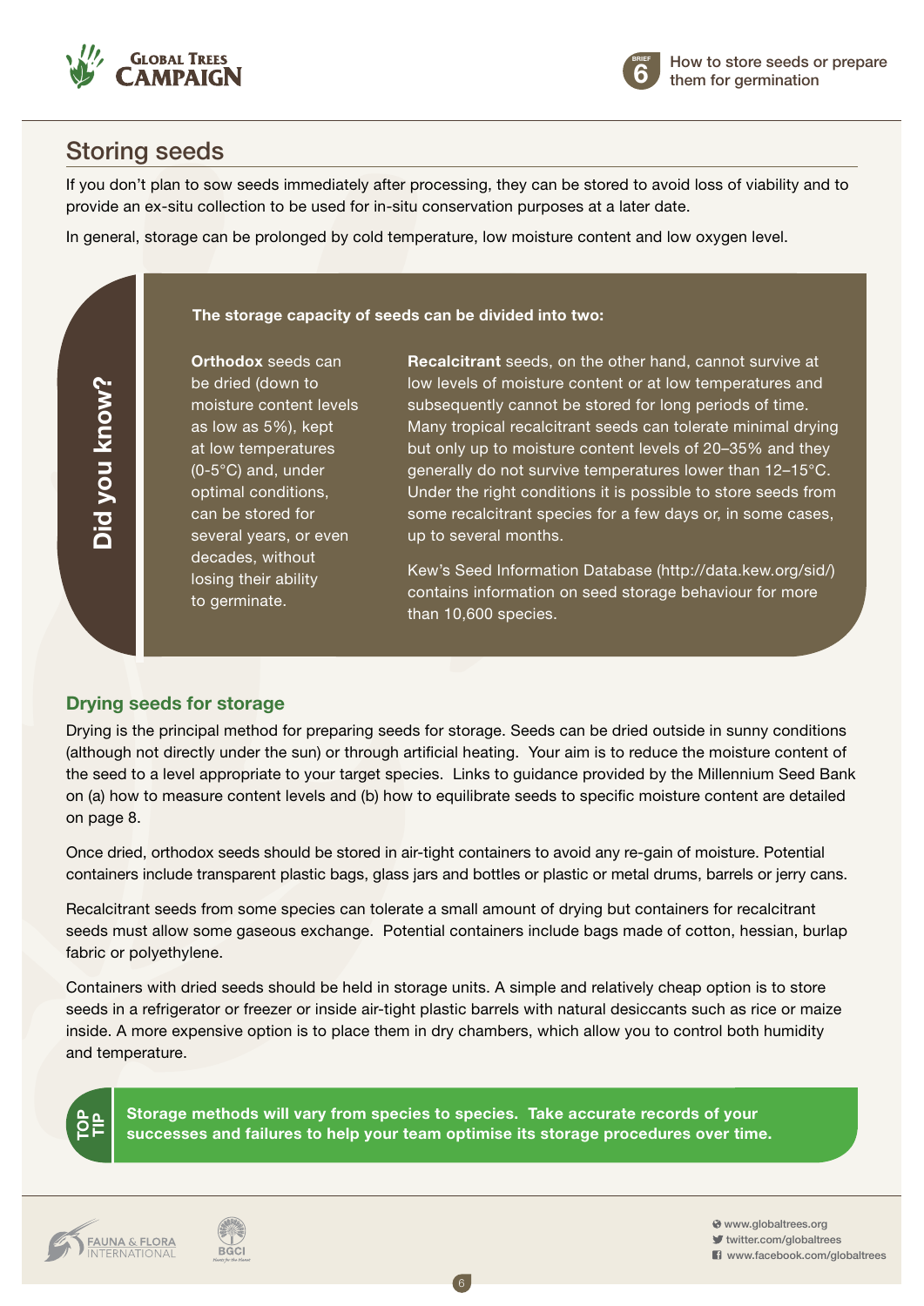## Storing seeds

If you don't plan to sow seeds immediately after processing, they can be stored to avoid loss of viability and to provide an ex-situ collection to be used for in-situ conservation purposes at a later date.

In general, storage can be prolonged by cold temperature, low moisture content and low oxygen level.

> **Did you know?**
>
> **The storage capacity of seeds can be divided into two:**
>
> **Orthodox** seeds can be dried (down to moisture content levels as low as 5%), kept at low temperatures (0-5°C) and, under optimal conditions, can be stored for several years, or even decades, without losing their ability to germinate.
>
> **Recalcitrant** seeds, on the other hand, cannot survive at low levels of moisture content or at low temperatures and subsequently cannot be stored for long periods of time. Many tropical recalcitrant seeds can tolerate minimal drying but only up to moisture content levels of 20–35% and they generally do not survive temperatures lower than 12–15°C. Under the right conditions it is possible to store seeds from some recalcitrant species for a few days or, in some cases, up to several months.
>
> Kew's Seed Information Database (http://data.kew.org/sid/) contains information on seed storage behaviour for more than 10,600 species.

### Drying seeds for storage

Drying is the principal method for preparing seeds for storage. Seeds can be dried outside in sunny conditions (although not directly under the sun) or through artificial heating. Your aim is to reduce the moisture content of the seed to a level appropriate to your target species. Links to guidance provided by the Millennium Seed Bank on (a) how to measure content levels and (b) how to equilibrate seeds to specific moisture content are detailed on page 8.

Once dried, orthodox seeds should be stored in air-tight containers to avoid any re-gain of moisture. Potential containers include transparent plastic bags, glass jars and bottles or plastic or metal drums, barrels or jerry cans.

Recalcitrant seeds from some species can tolerate a small amount of drying but containers for recalcitrant seeds must allow some gaseous exchange. Potential containers include bags made of cotton, hessian, burlap fabric or polyethylene.

Containers with dried seeds should be held in storage units. A simple and relatively cheap option is to store seeds in a refrigerator or freezer or inside air-tight plastic barrels with natural desiccants such as rice or maize inside. A more expensive option is to place them in dry chambers, which allow you to control both humidity and temperature.

> **TOP TIP**
>
> **Storage methods will vary from species to species. Take accurate records of your successes and failures to help your team optimise its storage procedures over time.**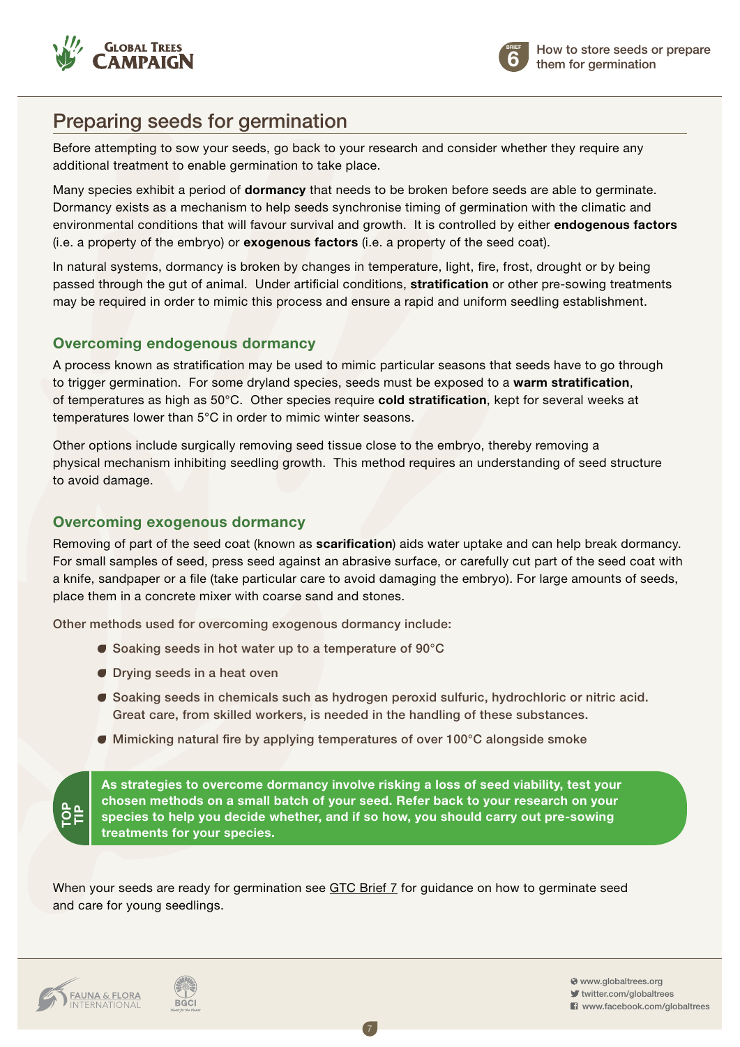## Preparing seeds for germination

Before attempting to sow your seeds, go back to your research and consider whether they require any additional treatment to enable germination to take place.

Many species exhibit a period of **dormancy** that needs to be broken before seeds are able to germinate. Dormancy exists as a mechanism to help seeds synchronise timing of germination with the climatic and environmental conditions that will favour survival and growth. It is controlled by either **endogenous factors** (i.e. a property of the embryo) or **exogenous factors** (i.e. a property of the seed coat).

In natural systems, dormancy is broken by changes in temperature, light, fire, frost, drought or by being passed through the gut of animal. Under artificial conditions, **stratification** or other pre-sowing treatments may be required in order to mimic this process and ensure a rapid and uniform seedling establishment.

### Overcoming endogenous dormancy

A process known as stratification may be used to mimic particular seasons that seeds have to go through to trigger germination. For some dryland species, seeds must be exposed to a **warm stratification**, of temperatures as high as 50°C. Other species require **cold stratification**, kept for several weeks at temperatures lower than 5°C in order to mimic winter seasons.

Other options include surgically removing seed tissue close to the embryo, thereby removing a physical mechanism inhibiting seedling growth. This method requires an understanding of seed structure to avoid damage.

### Overcoming exogenous dormancy

Removing of part of the seed coat (known as **scarification**) aids water uptake and can help break dormancy. For small samples of seed, press seed against an abrasive surface, or carefully cut part of the seed coat with a knife, sandpaper or a file (take particular care to avoid damaging the embryo). For large amounts of seeds, place them in a concrete mixer with coarse sand and stones.

Other methods used for overcoming exogenous dormancy include:

- Soaking seeds in hot water up to a temperature of 90°C
- Drying seeds in a heat oven
- Soaking seeds in chemicals such as hydrogen peroxid sulfuric, hydrochloric or nitric acid. Great care, from skilled workers, is needed in the handling of these substances.
- Mimicking natural fire by applying temperatures of over 100°C alongside smoke

**TOP TIP**

**As strategies to overcome dormancy involve risking a loss of seed viability, test your chosen methods on a small batch of your seed. Refer back to your research on your species to help you decide whether, and if so how, you should carry out pre-sowing treatments for your species.**

When your seeds are ready for germination see GTC Brief 7 for guidance on how to germinate seed and care for young seedlings.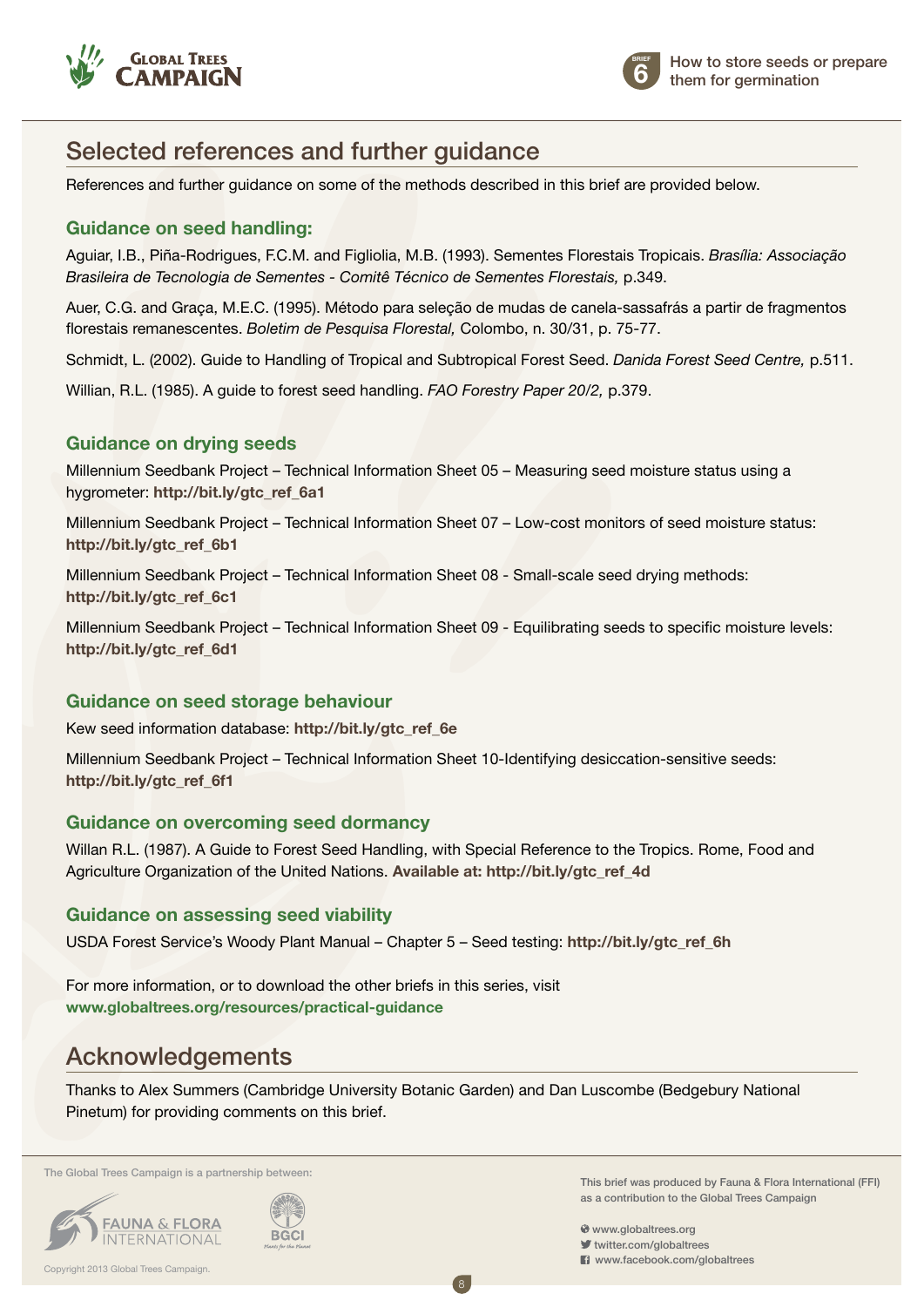## Selected references and further guidance

References and further guidance on some of the methods described in this brief are provided below.

### Guidance on seed handling:

Aguiar, I.B., Piña-Rodrigues, F.C.M. and Figliolia, M.B. (1993). Sementes Florestais Tropicais. *Brasília: Associação Brasileira de Tecnologia de Sementes - Comitê Técnico de Sementes Florestais,* p.349.

Auer, C.G. and Graça, M.E.C. (1995). Método para seleção de mudas de canela-sassafrás a partir de fragmentos florestais remanescentes. *Boletim de Pesquisa Florestal,* Colombo, n. 30/31, p. 75-77.

Schmidt, L. (2002). Guide to Handling of Tropical and Subtropical Forest Seed. *Danida Forest Seed Centre,* p.511.

Willian, R.L. (1985). A guide to forest seed handling. *FAO Forestry Paper 20/2,* p.379.

### Guidance on drying seeds

Millennium Seedbank Project – Technical Information Sheet 05 – Measuring seed moisture status using a hygrometer: **http://bit.ly/gtc_ref_6a1**

Millennium Seedbank Project – Technical Information Sheet 07 – Low-cost monitors of seed moisture status: **http://bit.ly/gtc_ref_6b1**

Millennium Seedbank Project – Technical Information Sheet 08 - Small-scale seed drying methods: **http://bit.ly/gtc_ref_6c1**

Millennium Seedbank Project – Technical Information Sheet 09 - Equilibrating seeds to specific moisture levels: **http://bit.ly/gtc_ref_6d1**

### Guidance on seed storage behaviour

Kew seed information database: **http://bit.ly/gtc_ref_6e**

Millennium Seedbank Project – Technical Information Sheet 10-Identifying desiccation-sensitive seeds: **http://bit.ly/gtc_ref_6f1**

### Guidance on overcoming seed dormancy

Willan R.L. (1987). A Guide to Forest Seed Handling, with Special Reference to the Tropics. Rome, Food and Agriculture Organization of the United Nations. **Available at: http://bit.ly/gtc_ref_4d**

### Guidance on assessing seed viability

USDA Forest Service's Woody Plant Manual – Chapter 5 – Seed testing: **http://bit.ly/gtc_ref_6h**

For more information, or to download the other briefs in this series, visit **www.globaltrees.org/resources/practical-guidance**

## Acknowledgements

Thanks to Alex Summers (Cambridge University Botanic Garden) and Dan Luscombe (Bedgebury National Pinetum) for providing comments on this brief.

The Global Trees Campaign is a partnership between: Fauna & Flora International, BGCI

Copyright 2013 Global Trees Campaign.

This brief was produced by Fauna & Flora International (FFI) as a contribution to the Global Trees Campaign

www.globaltrees.org
twitter.com/globaltrees
www.facebook.com/globaltrees